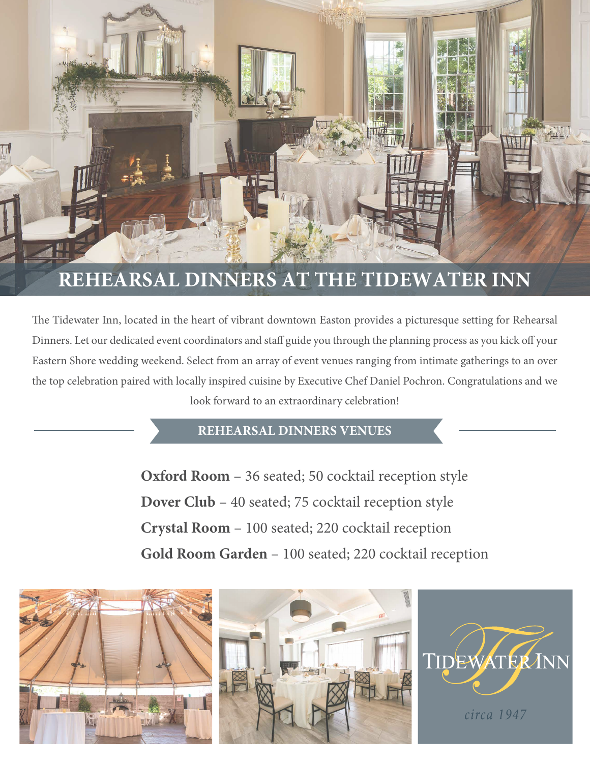# REHEARSAL DINNERS AT THE TIDEWATER INN

The Tidewater Inn, located in the heart of vibrant downtown Easton provides a picturesque setting for Rehearsal Dinners. Let our dedicated event coordinators and staff guide you through the planning process as you kick off your Eastern Shore wedding weekend. Select from an array of event venues ranging from intimate gatherings to an over the top celebration paired with locally inspired cuisine by Executive Chef Daniel Pochron. Congratulations and we look forward to an extraordinary celebration!

## REHEARSAL DINNERS VENUES

**Oxford Room** – 36 seated; 50 cocktail reception style

**Dover Club** – 40 seated; 75 cocktail reception style

**Crystal Room** – 100 seated; 220 cocktail reception

**Gold Room Garden** – 100 seated; 220 cocktail reception

TIDEWATER INN

*circa 1947*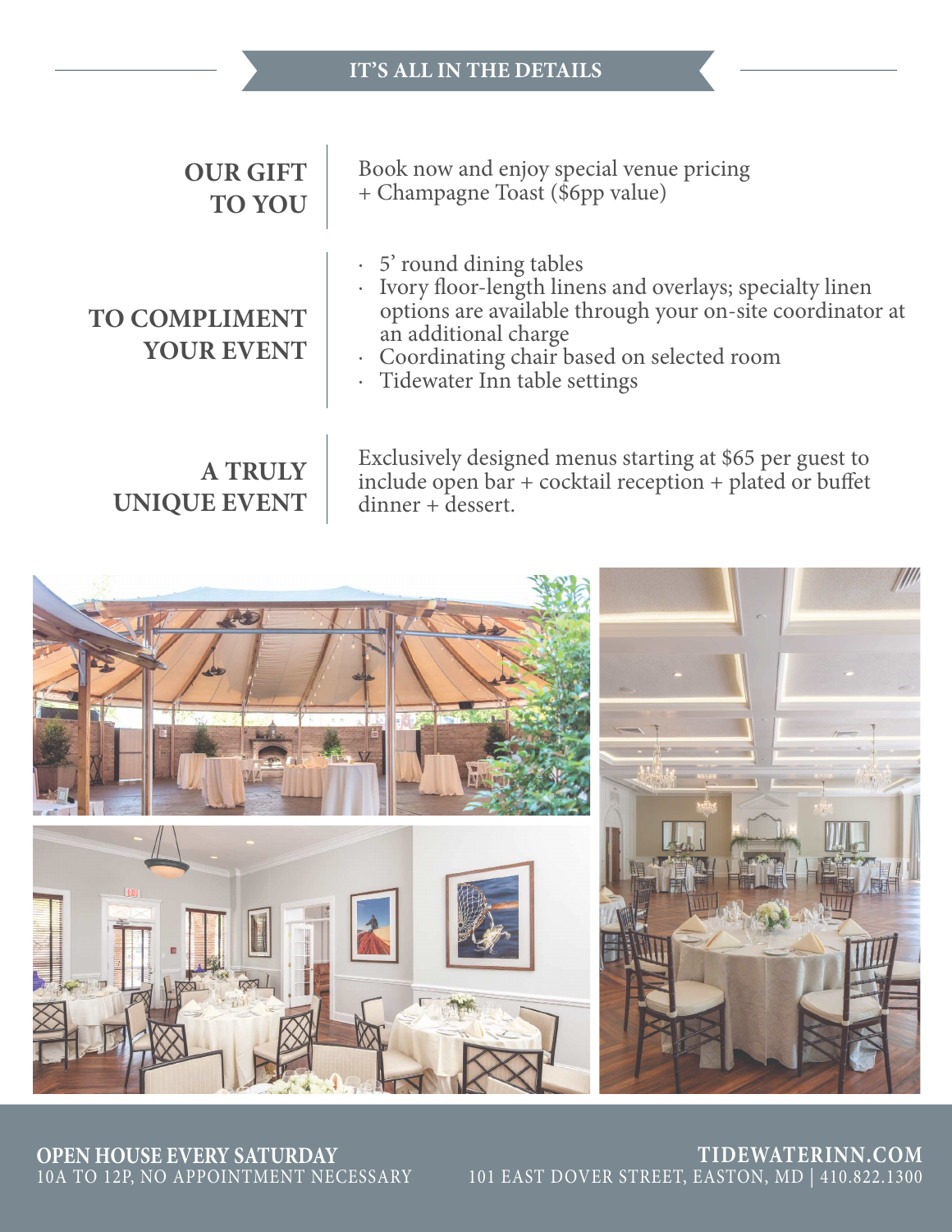## IT'S ALL IN THE DETAILS

**OUR GIFT TO YOU**

Book now and enjoy special venue pricing
+ Champagne Toast ($6pp value)

**TO COMPLIMENT YOUR EVENT**

- 5' round dining tables
- Ivory floor-length linens and overlays; specialty linen options are available through your on-site coordinator at an additional charge
- Coordinating chair based on selected room
- Tidewater Inn table settings

**A TRULY UNIQUE EVENT**

Exclusively designed menus starting at $65 per guest to include open bar + cocktail reception + plated or buffet dinner + dessert.

**OPEN HOUSE EVERY SATURDAY**
10A TO 12P, NO APPOINTMENT NECESSARY

**TIDEWATERINN.COM**
101 EAST DOVER STREET, EASTON, MD | 410.822.1300